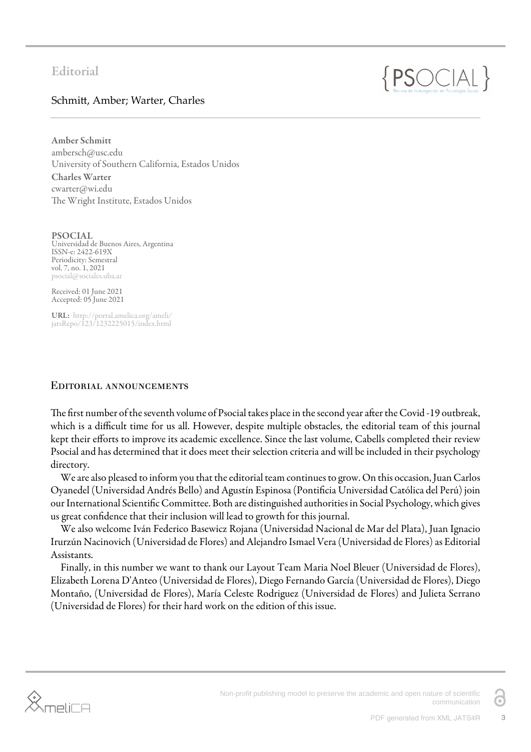# Editorial

Schmitt, Amber; Warter, Charles

**Amber Schmitt**
ambersch@usc.edu
University of Southern California, Estados Unidos

**Charles Warter**
cwarter@wi.edu
The Wright Institute, Estados Unidos

**PSOCIAL**
Universidad de Buenos Aires, Argentina
ISSN-e: 2422-619X
Periodicity: Semestral
vol. 7, no. 1, 2021
psocial@sociales.uba.ar

Received: 01 June 2021
Accepted: 05 June 2021

**URL:** http://portal.amelica.org/ameli/jatsRepo/123/1232225015/index.html

## Editorial announcements

The first number of the seventh volume of Psocial takes place in the second year after the Covid -19 outbreak, which is a difficult time for us all. However, despite multiple obstacles, the editorial team of this journal kept their efforts to improve its academic excellence. Since the last volume, Cabells completed their review Psocial and has determined that it does meet their selection criteria and will be included in their psychology directory.

We are also pleased to inform you that the editorial team continues to grow. On this occasion, Juan Carlos Oyanedel (Universidad Andrés Bello) and Agustín Espinosa (Pontificia Universidad Católica del Perú) join our International Scientific Committee. Both are distinguished authorities in Social Psychology, which gives us great confidence that their inclusion will lead to growth for this journal.

We also welcome Iván Federico Basewicz Rojana (Universidad Nacional de Mar del Plata), Juan Ignacio Irurzún Nacinovich (Universidad de Flores) and Alejandro Ismael Vera (Universidad de Flores) as Editorial Assistants.

Finally, in this number we want to thank our Layout Team Maria Noel Bleuer (Universidad de Flores), Elizabeth Lorena D'Anteo (Universidad de Flores), Diego Fernando García (Universidad de Flores), Diego Montaño, (Universidad de Flores), María Celeste Rodriguez (Universidad de Flores) and Julieta Serrano (Universidad de Flores) for their hard work on the edition of this issue.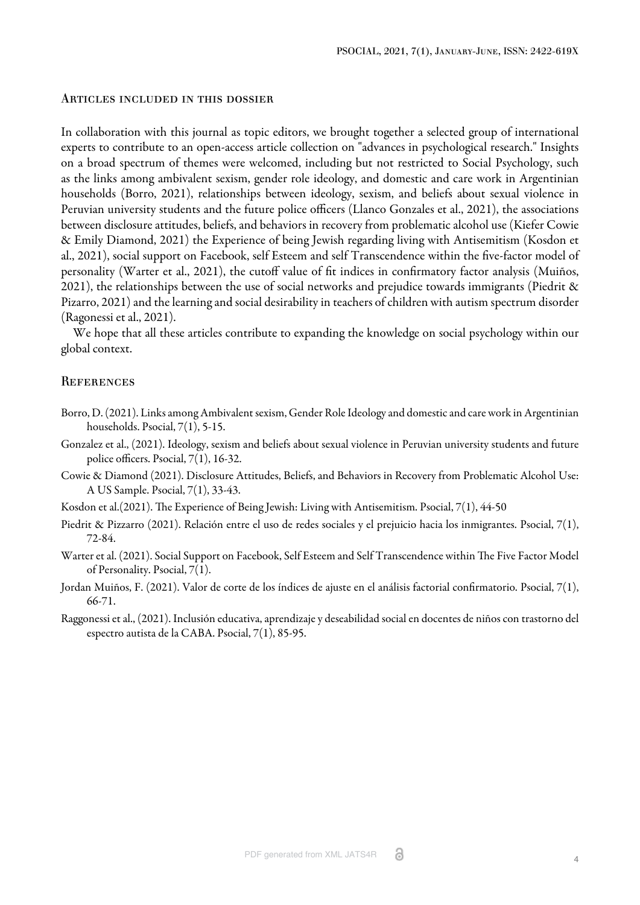## Articles included in this dossier

In collaboration with this journal as topic editors, we brought together a selected group of international experts to contribute to an open-access article collection on "advances in psychological research." Insights on a broad spectrum of themes were welcomed, including but not restricted to Social Psychology, such as the links among ambivalent sexism, gender role ideology, and domestic and care work in Argentinian households (Borro, 2021), relationships between ideology, sexism, and beliefs about sexual violence in Peruvian university students and the future police officers (Llanco Gonzales et al., 2021), the associations between disclosure attitudes, beliefs, and behaviors in recovery from problematic alcohol use (Kiefer Cowie & Emily Diamond, 2021) the Experience of being Jewish regarding living with Antisemitism (Kosdon et al., 2021), social support on Facebook, self Esteem and self Transcendence within the five-factor model of personality (Warter et al., 2021), the cutoff value of fit indices in confirmatory factor analysis (Muiños, 2021), the relationships between the use of social networks and prejudice towards immigrants (Piedrit & Pizarro, 2021) and the learning and social desirability in teachers of children with autism spectrum disorder (Ragonessi et al., 2021).

We hope that all these articles contribute to expanding the knowledge on social psychology within our global context.

## References

Borro, D. (2021). Links among Ambivalent sexism, Gender Role Ideology and domestic and care work in Argentinian households. Psocial, 7(1), 5-15.

Gonzalez et al., (2021). Ideology, sexism and beliefs about sexual violence in Peruvian university students and future police officers. Psocial, 7(1), 16-32.

Cowie & Diamond (2021). Disclosure Attitudes, Beliefs, and Behaviors in Recovery from Problematic Alcohol Use: A US Sample. Psocial, 7(1), 33-43.

Kosdon et al.(2021). The Experience of Being Jewish: Living with Antisemitism. Psocial, 7(1), 44-50

Piedrit & Pizzarro (2021). Relación entre el uso de redes sociales y el prejuicio hacia los inmigrantes. Psocial, 7(1), 72-84.

Warter et al. (2021). Social Support on Facebook, Self Esteem and Self Transcendence within The Five Factor Model of Personality. Psocial, 7(1).

Jordan Muiños, F. (2021). Valor de corte de los índices de ajuste en el análisis factorial confirmatorio. Psocial, 7(1), 66-71.

Raggonessi et al., (2021). Inclusión educativa, aprendizaje y deseabilidad social en docentes de niños con trastorno del espectro autista de la CABA. Psocial, 7(1), 85-95.